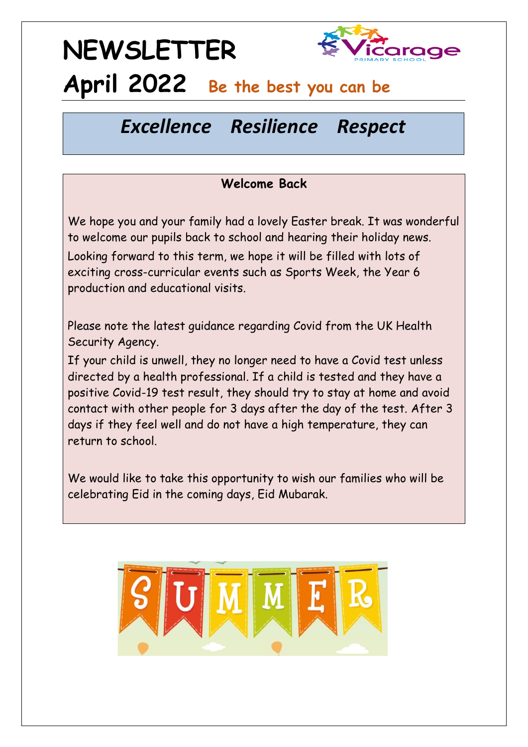# NEWSLETTER

# April 2022 Be the best you can be

## *Excellence Resilience Respect*

### Welcome Back

We hope you and your family had a lovely Easter break. It was wonderful to welcome our pupils back to school and hearing their holiday news. Looking forward to this term, we hope it will be filled with lots of exciting cross-curricular events such as Sports Week, the Year 6 production and educational visits.

Please note the latest guidance regarding Covid from the UK Health Security Agency.

If your child is unwell, they no longer need to have a Covid test unless directed by a health professional. If a child is tested and they have a positive Covid-19 test result, they should try to stay at home and avoid contact with other people for 3 days after the day of the test. After 3 days if they feel well and do not have a high temperature, they can return to school.

We would like to take this opportunity to wish our families who will be celebrating Eid in the coming days, Eid Mubarak.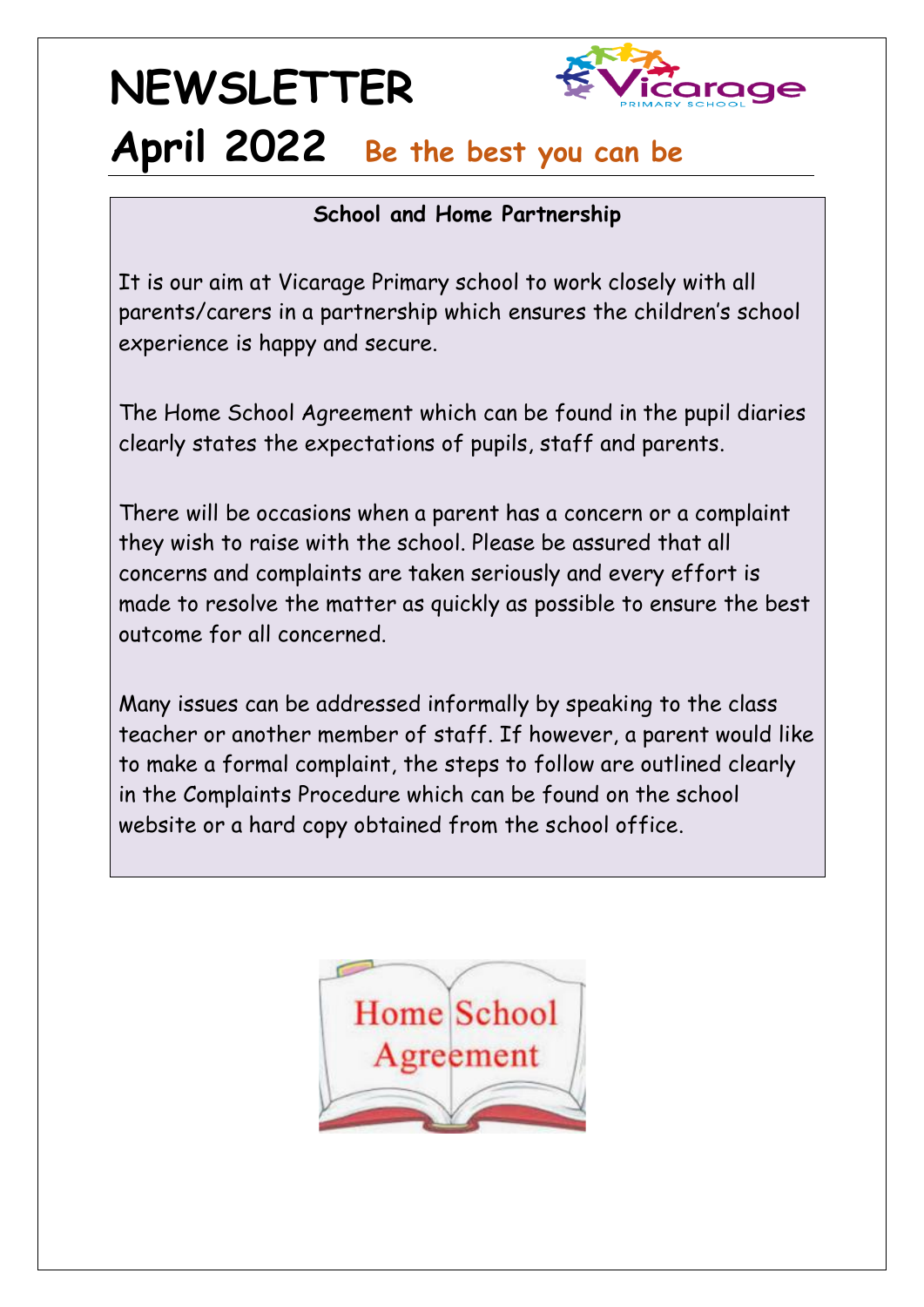# NEWSLETTER

## April 2022 Be the best you can be

### School and Home Partnership

It is our aim at Vicarage Primary school to work closely with all parents/carers in a partnership which ensures the children's school experience is happy and secure.

The Home School Agreement which can be found in the pupil diaries clearly states the expectations of pupils, staff and parents.

There will be occasions when a parent has a concern or a complaint they wish to raise with the school. Please be assured that all concerns and complaints are taken seriously and every effort is made to resolve the matter as quickly as possible to ensure the best outcome for all concerned.

Many issues can be addressed informally by speaking to the class teacher or another member of staff. If however, a parent would like to make a formal complaint, the steps to follow are outlined clearly in the Complaints Procedure which can be found on the school website or a hard copy obtained from the school office.

Home School Agreement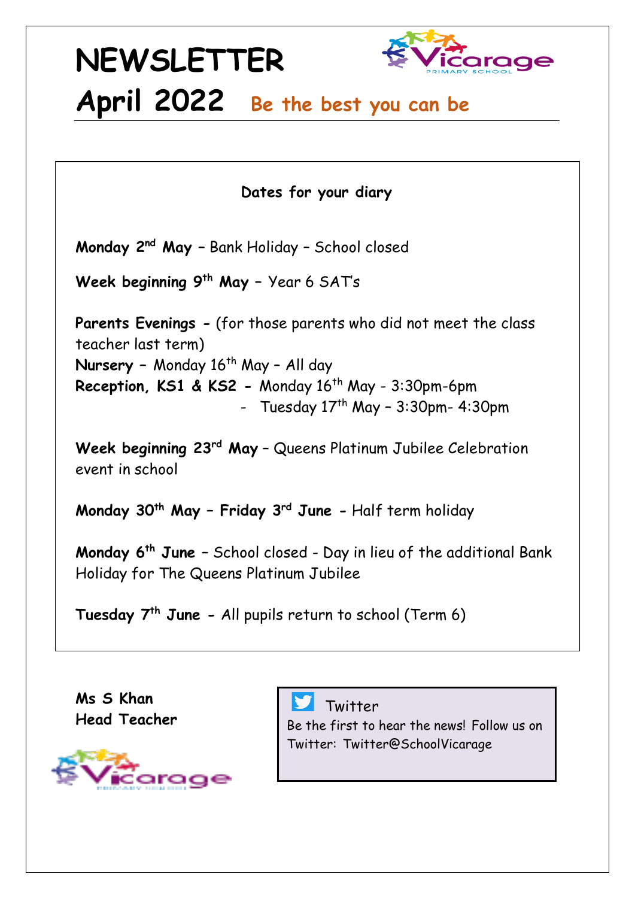# NEWSLETTER

## April 2022 Be the best you can be

### Dates for your diary

**Monday 2nd May** – Bank Holiday – School closed

**Week beginning 9th May** – Year 6 SAT's

**Parents Evenings -** (for those parents who did not meet the class teacher last term)
**Nursery** – Monday 16th May – All day
**Reception, KS1 & KS2 -** Monday 16th May - 3:30pm-6pm
- Tuesday 17th May – 3:30pm- 4:30pm

**Week beginning 23rd May** – Queens Platinum Jubilee Celebration event in school

**Monday 30th May – Friday 3rd June -** Half term holiday

**Monday 6th June** – School closed - Day in lieu of the additional Bank Holiday for The Queens Platinum Jubilee

**Tuesday 7th June -** All pupils return to school (Term 6)

**Ms S Khan**
**Head Teacher**

Twitter
Be the first to hear the news! Follow us on Twitter: Twitter@SchoolVicarage